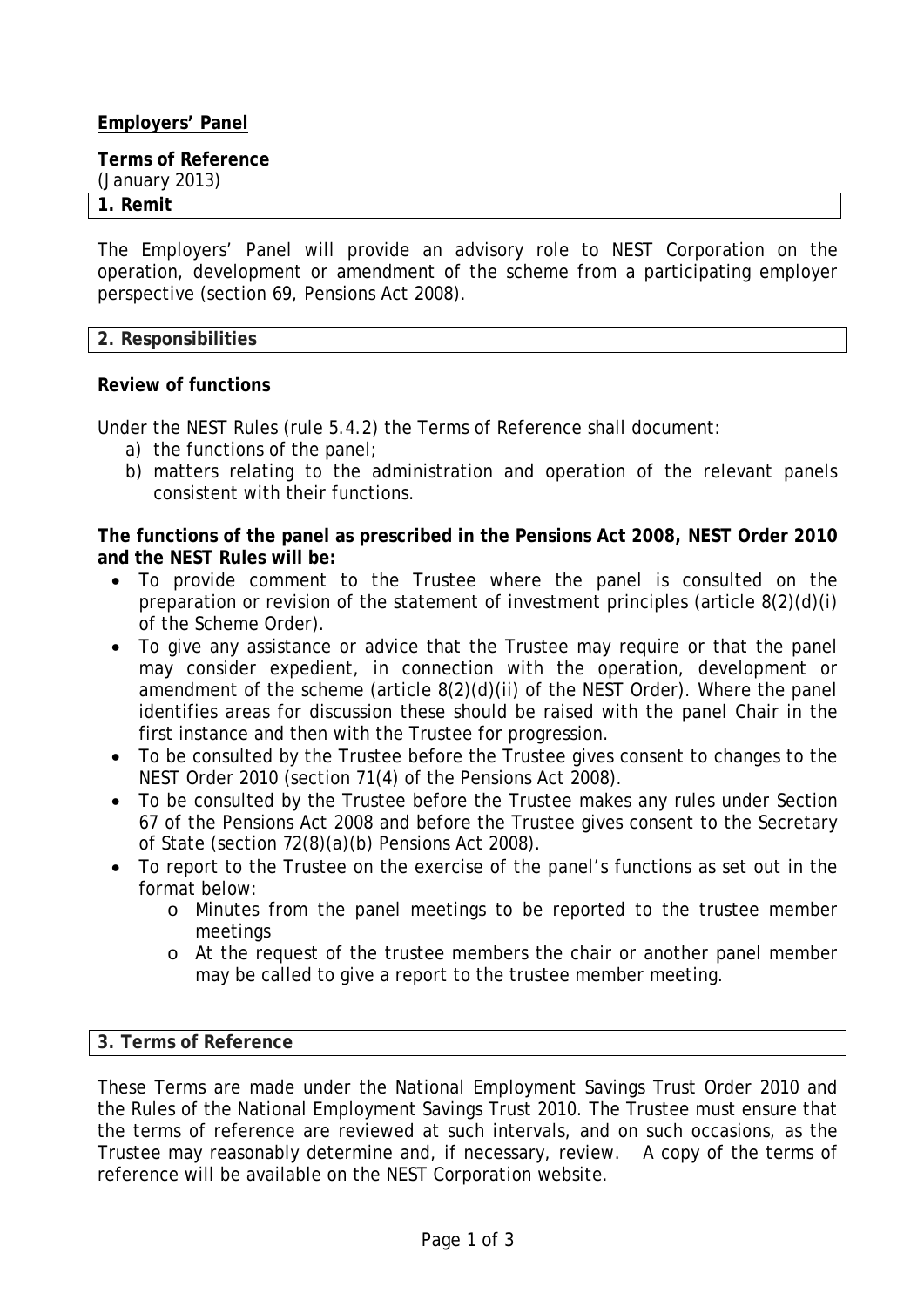**Employers' Panel**

**Terms of Reference**
(January 2013)

## 1. Remit

The Employers' Panel will provide an advisory role to NEST Corporation on the operation, development or amendment of the scheme from a participating employer perspective (section 69, Pensions Act 2008).

## 2. Responsibilities

**Review of functions**

Under the NEST Rules (rule 5.4.2) the Terms of Reference shall document:

a) the functions of the panel;
b) matters relating to the administration and operation of the relevant panels consistent with their functions.

**The functions of the panel as prescribed in the Pensions Act 2008, NEST Order 2010 and the NEST Rules will be:**

- To provide comment to the Trustee where the panel is consulted on the preparation or revision of the statement of investment principles (article 8(2)(d)(i) of the Scheme Order).
- To give any assistance or advice that the Trustee may require or that the panel may consider expedient, in connection with the operation, development or amendment of the scheme (article 8(2)(d)(ii) of the NEST Order). Where the panel identifies areas for discussion these should be raised with the panel Chair in the first instance and then with the Trustee for progression.
- To be consulted by the Trustee before the Trustee gives consent to changes to the NEST Order 2010 (section 71(4) of the Pensions Act 2008).
- To be consulted by the Trustee before the Trustee makes any rules under Section 67 of the Pensions Act 2008 and before the Trustee gives consent to the Secretary of State (section 72(8)(a)(b) Pensions Act 2008).
- To report to the Trustee on the exercise of the panel's functions as set out in the format below:
  - Minutes from the panel meetings to be reported to the trustee member meetings
  - At the request of the trustee members the chair or another panel member may be called to give a report to the trustee member meeting.

## 3. Terms of Reference

These Terms are made under the National Employment Savings Trust Order 2010 and the Rules of the National Employment Savings Trust 2010. The Trustee must ensure that the terms of reference are reviewed at such intervals, and on such occasions, as the Trustee may reasonably determine and, if necessary, review. A copy of the terms of reference will be available on the NEST Corporation website.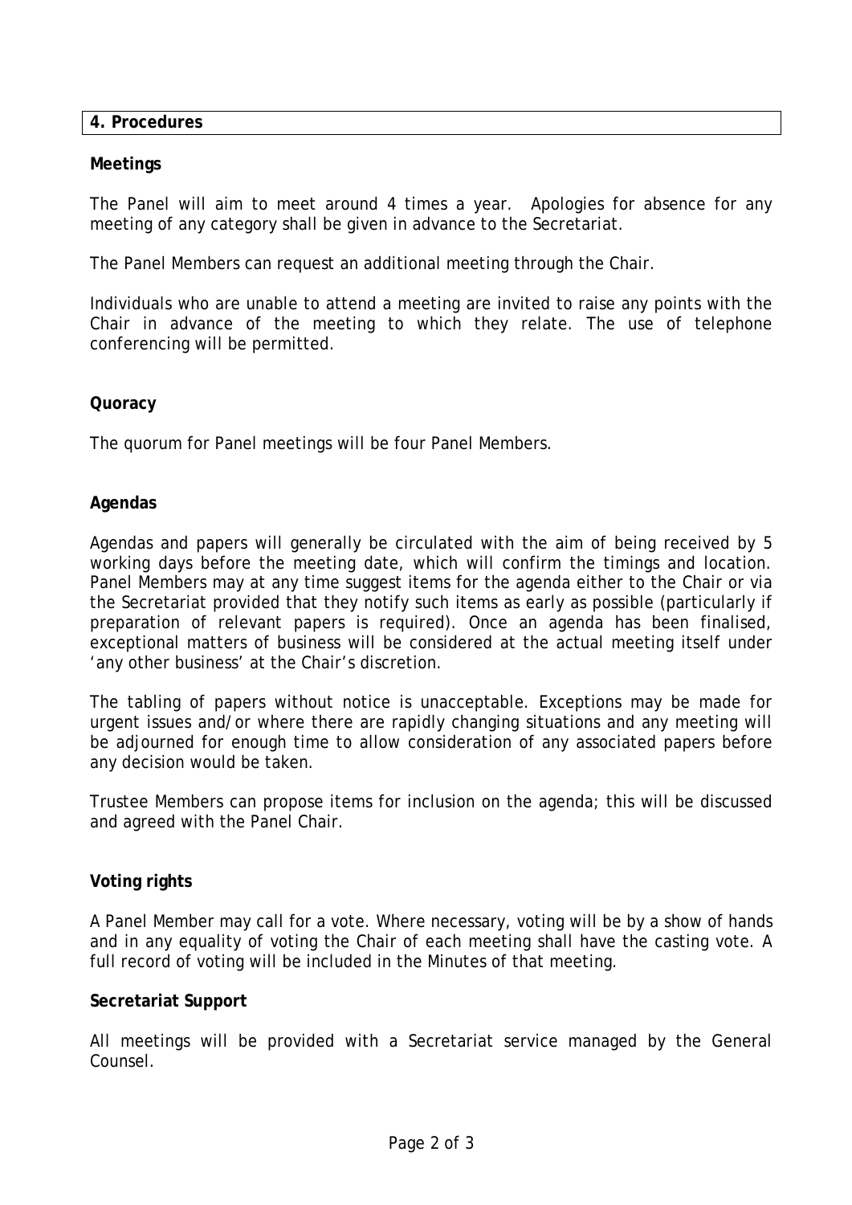## 4. Procedures

**Meetings**

The Panel will aim to meet around 4 times a year. Apologies for absence for any meeting of any category shall be given in advance to the Secretariat.

The Panel Members can request an additional meeting through the Chair.

Individuals who are unable to attend a meeting are invited to raise any points with the Chair in advance of the meeting to which they relate. The use of telephone conferencing will be permitted.

**Quoracy**

The quorum for Panel meetings will be four Panel Members.

**Agendas**

Agendas and papers will generally be circulated with the aim of being received by 5 working days before the meeting date, which will confirm the timings and location. Panel Members may at any time suggest items for the agenda either to the Chair or via the Secretariat provided that they notify such items as early as possible (particularly if preparation of relevant papers is required). Once an agenda has been finalised, exceptional matters of business will be considered at the actual meeting itself under 'any other business' at the Chair's discretion.

The tabling of papers without notice is unacceptable. Exceptions may be made for urgent issues and/or where there are rapidly changing situations and any meeting will be adjourned for enough time to allow consideration of any associated papers before any decision would be taken.

Trustee Members can propose items for inclusion on the agenda; this will be discussed and agreed with the Panel Chair.

**Voting rights**

A Panel Member may call for a vote. Where necessary, voting will be by a show of hands and in any equality of voting the Chair of each meeting shall have the casting vote. A full record of voting will be included in the Minutes of that meeting.

**Secretariat Support**

All meetings will be provided with a Secretariat service managed by the General Counsel.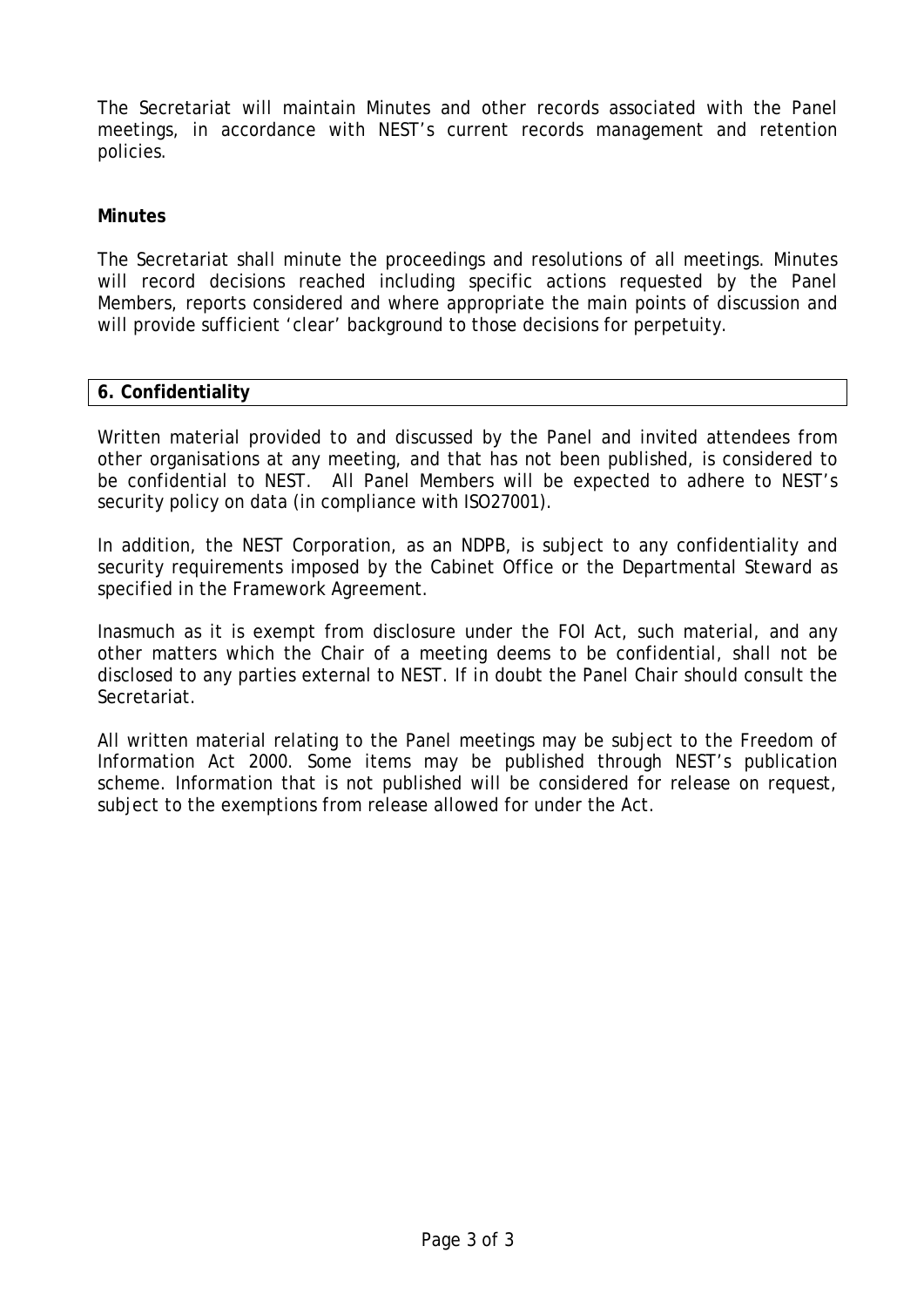The Secretariat will maintain Minutes and other records associated with the Panel meetings, in accordance with NEST's current records management and retention policies.

**Minutes**

The Secretariat shall minute the proceedings and resolutions of all meetings. Minutes will record decisions reached including specific actions requested by the Panel Members, reports considered and where appropriate the main points of discussion and will provide sufficient 'clear' background to those decisions for perpetuity.

## 6. Confidentiality

Written material provided to and discussed by the Panel and invited attendees from other organisations at any meeting, and that has not been published, is considered to be confidential to NEST. All Panel Members will be expected to adhere to NEST's security policy on data (in compliance with ISO27001).

In addition, the NEST Corporation, as an NDPB, is subject to any confidentiality and security requirements imposed by the Cabinet Office or the Departmental Steward as specified in the Framework Agreement.

Inasmuch as it is exempt from disclosure under the FOI Act, such material, and any other matters which the Chair of a meeting deems to be confidential, shall not be disclosed to any parties external to NEST. If in doubt the Panel Chair should consult the Secretariat.

All written material relating to the Panel meetings may be subject to the Freedom of Information Act 2000. Some items may be published through NEST's publication scheme. Information that is not published will be considered for release on request, subject to the exemptions from release allowed for under the Act.